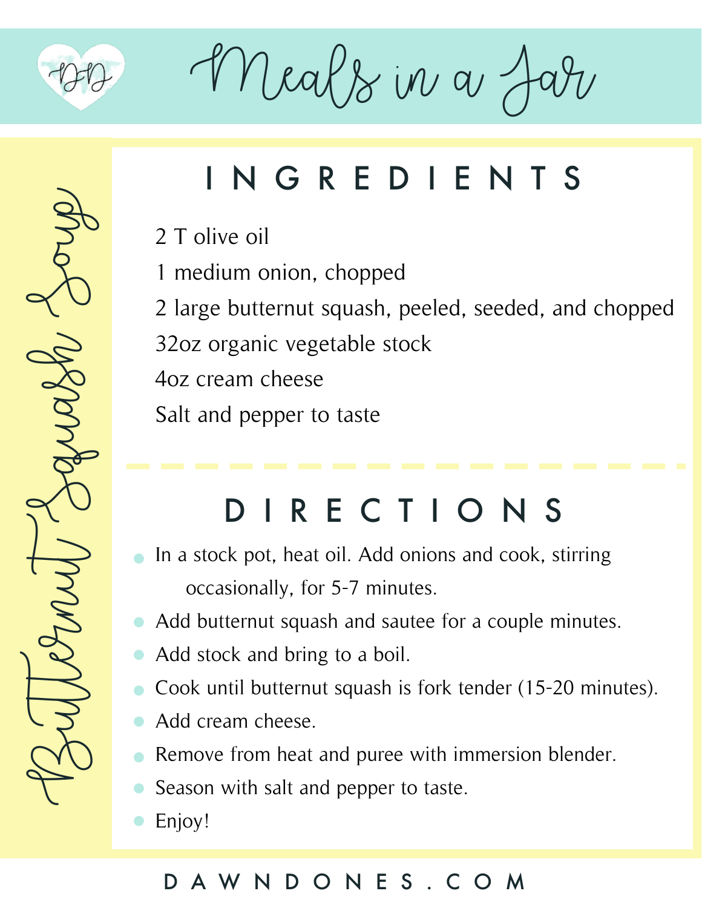# Meals in a Jar

## Butternut Squash Soup

## INGREDIENTS

2 T olive oil

1 medium onion, chopped

2 large butternut squash, peeled, seeded, and chopped

32oz organic vegetable stock

4oz cream cheese

Salt and pepper to taste

## DIRECTIONS

- In a stock pot, heat oil. Add onions and cook, stirring occasionally, for 5-7 minutes.
- Add butternut squash and sautee for a couple minutes.
- Add stock and bring to a boil.
- Cook until butternut squash is fork tender (15-20 minutes).
- Add cream cheese.
- Remove from heat and puree with immersion blender.
- Season with salt and pepper to taste.
- Enjoy!

DAWNDONES.COM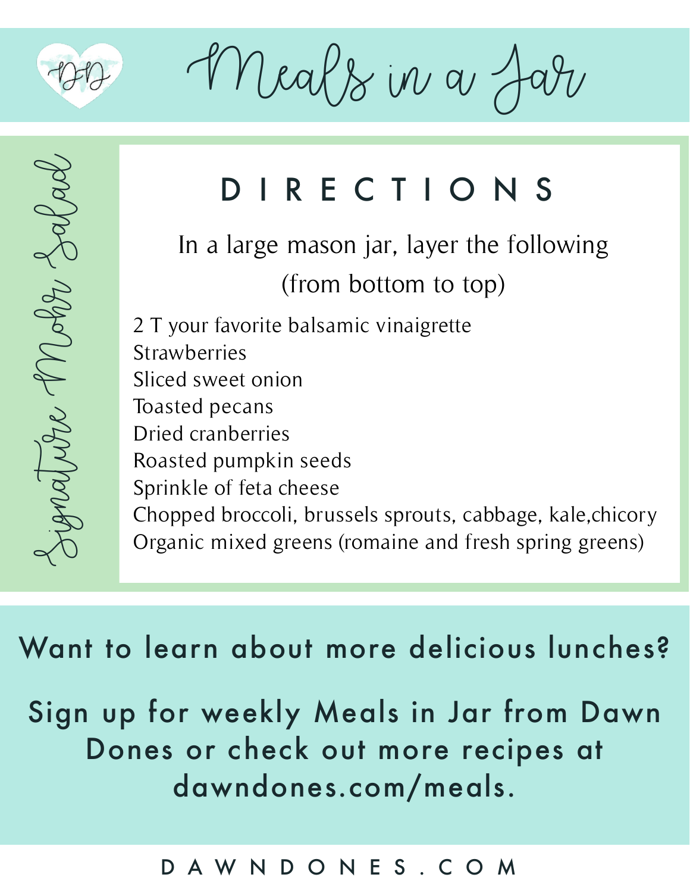# Meals in a Jar

## Signature Mohr Salad

### DIRECTIONS

In a large mason jar, layer the following (from bottom to top)

2 T your favorite balsamic vinaigrette
Strawberries
Sliced sweet onion
Toasted pecans
Dried cranberries
Roasted pumpkin seeds
Sprinkle of feta cheese
Chopped broccoli, brussels sprouts, cabbage, kale,chicory
Organic mixed greens (romaine and fresh spring greens)

**Want to learn about more delicious lunches?**

**Sign up for weekly Meals in Jar from Dawn Dones or check out more recipes at dawndones.com/meals.**

DAWNDONES.COM